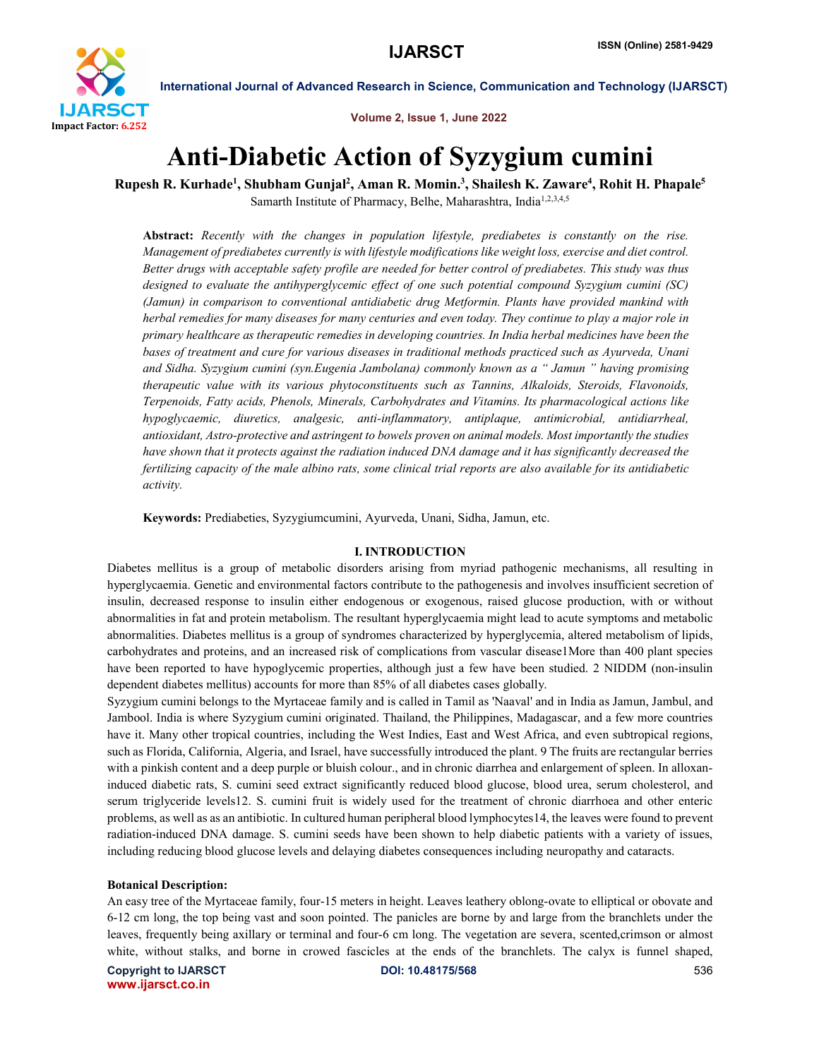# Anti-Diabetic Action of Syzygium cumini

**Rupesh R. Kurhade[1], Shubham Gunjal[2], Aman R. Momin.[3], Shailesh K. Zaware[4], Rohit H. Phapale[5]**

Samarth Institute of Pharmacy, Belhe, Maharashtra, India[1,2,3,4,5]

**Abstract:** *Recently with the changes in population lifestyle, prediabetes is constantly on the rise. Management of prediabetes currently is with lifestyle modifications like weight loss, exercise and diet control. Better drugs with acceptable safety profile are needed for better control of prediabetes. This study was thus designed to evaluate the antihyperglycemic effect of one such potential compound Syzygium cumini (SC) (Jamun) in comparison to conventional antidiabetic drug Metformin. Plants have provided mankind with herbal remedies for many diseases for many centuries and even today. They continue to play a major role in primary healthcare as therapeutic remedies in developing countries. In India herbal medicines have been the bases of treatment and cure for various diseases in traditional methods practiced such as Ayurveda, Unani and Sidha. Syzygium cumini (syn.Eugenia Jambolana) commonly known as a " Jamun " having promising therapeutic value with its various phytoconstituents such as Tannins, Alkaloids, Steroids, Flavonoids, Terpenoids, Fatty acids, Phenols, Minerals, Carbohydrates and Vitamins. Its pharmacological actions like hypoglycaemic, diuretics, analgesic, anti-inflammatory, antiplaque, antimicrobial, antidiarrheal, antioxidant, Astro-protective and astringent to bowels proven on animal models. Most importantly the studies have shown that it protects against the radiation induced DNA damage and it has significantly decreased the fertilizing capacity of the male albino rats, some clinical trial reports are also available for its antidiabetic activity.*

**Keywords:** Prediabeties, Syzygiumcumini, Ayurveda, Unani, Sidha, Jamun, etc.

## I. INTRODUCTION

Diabetes mellitus is a group of metabolic disorders arising from myriad pathogenic mechanisms, all resulting in hyperglycaemia. Genetic and environmental factors contribute to the pathogenesis and involves insufficient secretion of insulin, decreased response to insulin either endogenous or exogenous, raised glucose production, with or without abnormalities in fat and protein metabolism. The resultant hyperglycaemia might lead to acute symptoms and metabolic abnormalities. Diabetes mellitus is a group of syndromes characterized by hyperglycemia, altered metabolism of lipids, carbohydrates and proteins, and an increased risk of complications from vascular disease1More than 400 plant species have been reported to have hypoglycemic properties, although just a few have been studied. 2 NIDDM (non-insulin dependent diabetes mellitus) accounts for more than 85% of all diabetes cases globally.

Syzygium cumini belongs to the Myrtaceae family and is called in Tamil as 'Naaval' and in India as Jamun, Jambul, and Jambool. India is where Syzygium cumini originated. Thailand, the Philippines, Madagascar, and a few more countries have it. Many other tropical countries, including the West Indies, East and West Africa, and even subtropical regions, such as Florida, California, Algeria, and Israel, have successfully introduced the plant. 9 The fruits are rectangular berries with a pinkish content and a deep purple or bluish colour., and in chronic diarrhea and enlargement of spleen. In alloxan-induced diabetic rats, S. cumini seed extract significantly reduced blood glucose, blood urea, serum cholesterol, and serum triglyceride levels12. S. cumini fruit is widely used for the treatment of chronic diarrhoea and other enteric problems, as well as as an antibiotic. In cultured human peripheral blood lymphocytes14, the leaves were found to prevent radiation-induced DNA damage. S. cumini seeds have been shown to help diabetic patients with a variety of issues, including reducing blood glucose levels and delaying diabetes consequences including neuropathy and cataracts.

### Botanical Description:

An easy tree of the Myrtaceae family, four-15 meters in height. Leaves leathery oblong-ovate to elliptical or obovate and 6-12 cm long, the top being vast and soon pointed. The panicles are borne by and large from the branchlets under the leaves, frequently being axillary or terminal and four-6 cm long. The vegetation are severa, scented,crimson or almost white, without stalks, and borne in crowed fascicles at the ends of the branchlets. The calyx is funnel shaped,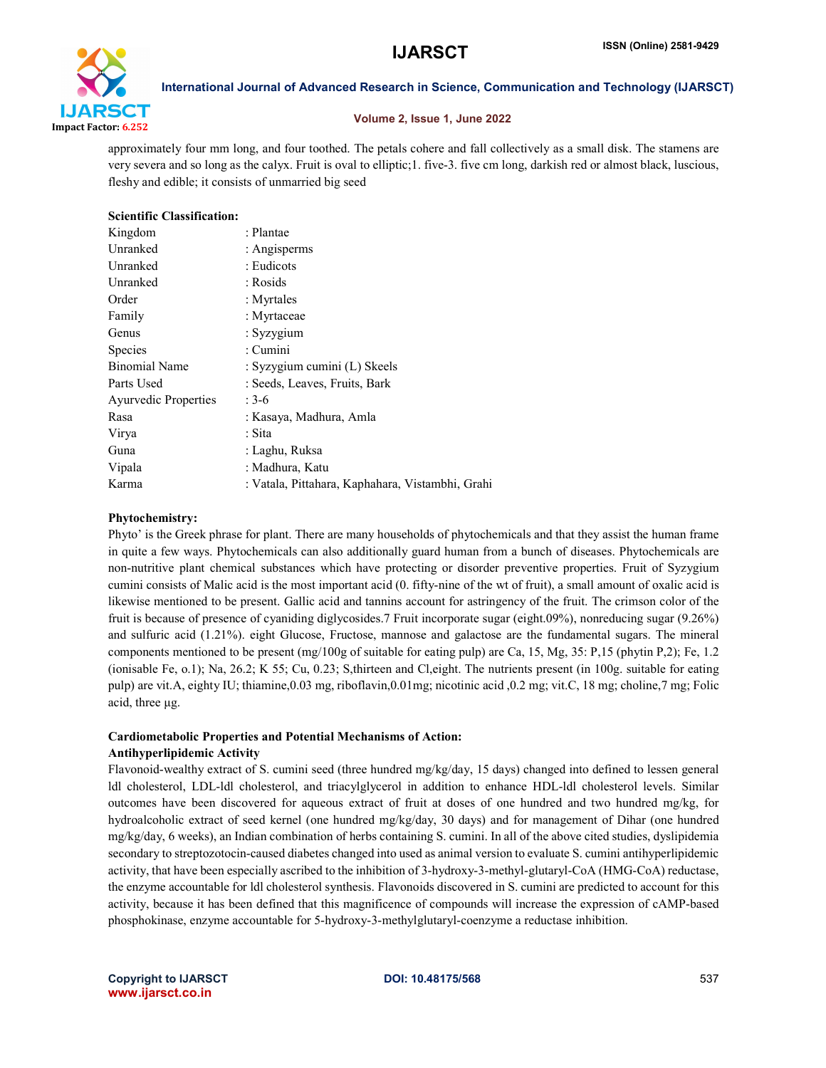approximately four mm long, and four toothed. The petals cohere and fall collectively as a small disk. The stamens are very severa and so long as the calyx. Fruit is oval to elliptic;1. five-3. five cm long, darkish red or almost black, luscious, fleshy and edible; it consists of unmarried big seed

**Scientific Classification:**

| | |
|---|---|
| Kingdom | : Plantae |
| Unranked | : Angisperms |
| Unranked | : Eudicots |
| Unranked | : Rosids |
| Order | : Myrtales |
| Family | : Myrtaceae |
| Genus | : Syzygium |
| Species | : Cumini |
| Binomial Name | : Syzygium cumini (L) Skeels |
| Parts Used | : Seeds, Leaves, Fruits, Bark |
| Ayurvedic Properties | : 3-6 |
| Rasa | : Kasaya, Madhura, Amla |
| Virya | : Sita |
| Guna | : Laghu, Ruksa |
| Vipala | : Madhura, Katu |
| Karma | : Vatala, Pittahara, Kaphahara, Vistambhi, Grahi |

**Phytochemistry:**

Phyto' is the Greek phrase for plant. There are many households of phytochemicals and that they assist the human frame in quite a few ways. Phytochemicals can also additionally guard human from a bunch of diseases. Phytochemicals are non-nutritive plant chemical substances which have protecting or disorder preventive properties. Fruit of Syzygium cumini consists of Malic acid is the most important acid (0. fifty-nine of the wt of fruit), a small amount of oxalic acid is likewise mentioned to be present. Gallic acid and tannins account for astringency of the fruit. The crimson color of the fruit is because of presence of cyaniding diglycosides.7 Fruit incorporate sugar (eight.09%), nonreducing sugar (9.26%) and sulfuric acid (1.21%). eight Glucose, Fructose, mannose and galactose are the fundamental sugars. The mineral components mentioned to be present (mg/100g of suitable for eating pulp) are Ca, 15, Mg, 35: P,15 (phytin P,2); Fe, 1.2 (ionisable Fe, o.1); Na, 26.2; K 55; Cu, 0.23; S,thirteen and Cl,eight. The nutrients present (in 100g. suitable for eating pulp) are vit.A, eighty IU; thiamine,0.03 mg, riboflavin,0.01mg; nicotinic acid ,0.2 mg; vit.C, 18 mg; choline,7 mg; Folic acid, three µg.

**Cardiometabolic Properties and Potential Mechanisms of Action:**

**Antihyperlipidemic Activity**

Flavonoid-wealthy extract of S. cumini seed (three hundred mg/kg/day, 15 days) changed into defined to lessen general ldl cholesterol, LDL-ldl cholesterol, and triacylglycerol in addition to enhance HDL-ldl cholesterol levels. Similar outcomes have been discovered for aqueous extract of fruit at doses of one hundred and two hundred mg/kg, for hydroalcoholic extract of seed kernel (one hundred mg/kg/day, 30 days) and for management of Dihar (one hundred mg/kg/day, 6 weeks), an Indian combination of herbs containing S. cumini. In all of the above cited studies, dyslipidemia secondary to streptozotocin-caused diabetes changed into used as animal version to evaluate S. cumini antihyperlipidemic activity, that have been especially ascribed to the inhibition of 3-hydroxy-3-methyl-glutaryl-CoA (HMG-CoA) reductase, the enzyme accountable for ldl cholesterol synthesis. Flavonoids discovered in S. cumini are predicted to account for this activity, because it has been defined that this magnificence of compounds will increase the expression of cAMP-based phosphokinase, enzyme accountable for 5-hydroxy-3-methylglutaryl-coenzyme a reductase inhibition.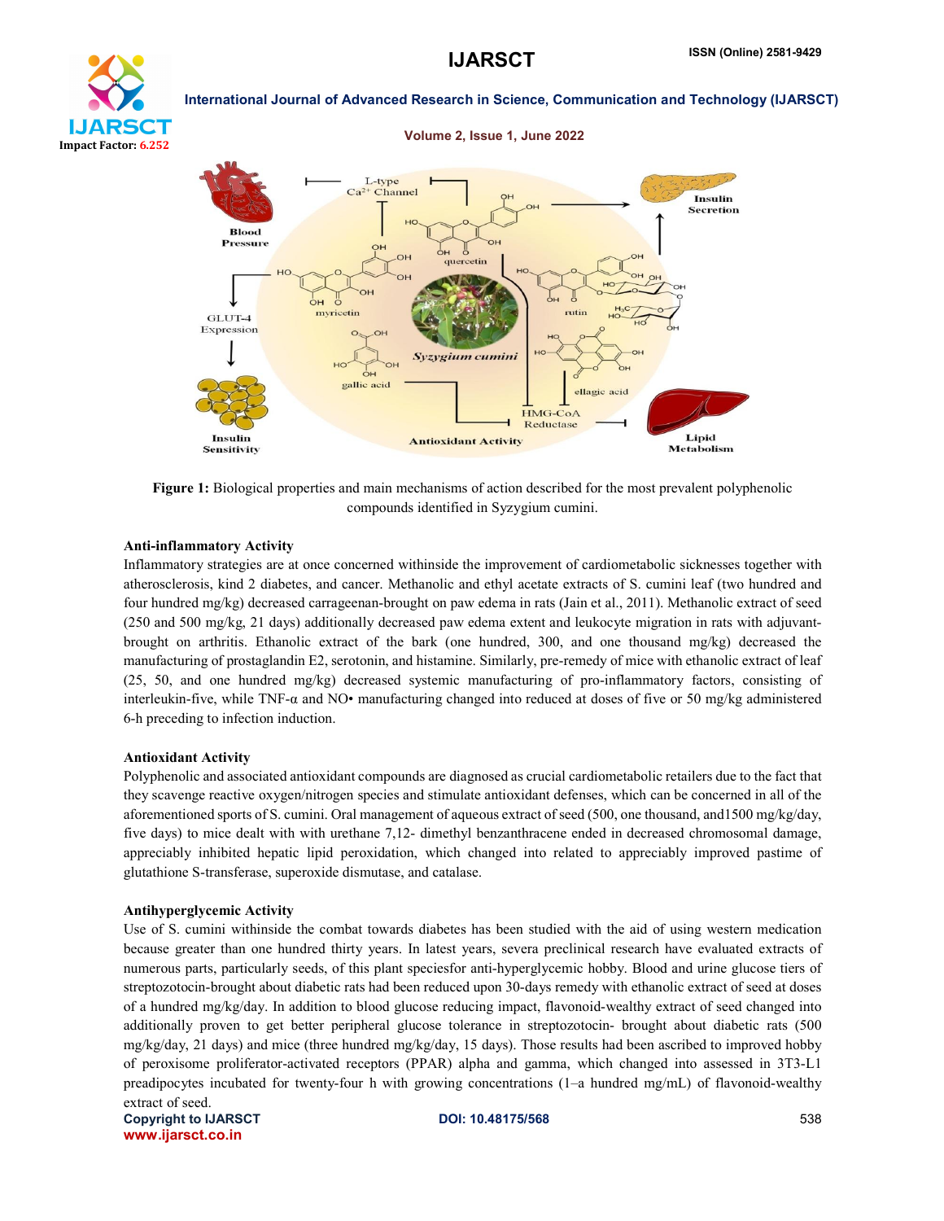Figure 1: Biological properties and main mechanisms of action described for the most prevalent polyphenolic compounds identified in Syzygium cumini.

**Anti-inflammatory Activity**

Inflammatory strategies are at once concerned withinside the improvement of cardiometabolic sicknesses together with atherosclerosis, kind 2 diabetes, and cancer. Methanolic and ethyl acetate extracts of S. cumini leaf (two hundred and four hundred mg/kg) decreased carrageenan-brought on paw edema in rats (Jain et al., 2011). Methanolic extract of seed (250 and 500 mg/kg, 21 days) additionally decreased paw edema extent and leukocyte migration in rats with adjuvant-brought on arthritis. Ethanolic extract of the bark (one hundred, 300, and one thousand mg/kg) decreased the manufacturing of prostaglandin E2, serotonin, and histamine. Similarly, pre-remedy of mice with ethanolic extract of leaf (25, 50, and one hundred mg/kg) decreased systemic manufacturing of pro-inflammatory factors, consisting of interleukin-five, while TNF-α and NO• manufacturing changed into reduced at doses of five or 50 mg/kg administered 6-h preceding to infection induction.

**Antioxidant Activity**

Polyphenolic and associated antioxidant compounds are diagnosed as crucial cardiometabolic retailers due to the fact that they scavenge reactive oxygen/nitrogen species and stimulate antioxidant defenses, which can be concerned in all of the aforementioned sports of S. cumini. Oral management of aqueous extract of seed (500, one thousand, and1500 mg/kg/day, five days) to mice dealt with with urethane 7,12- dimethyl benzanthracene ended in decreased chromosomal damage, appreciably inhibited hepatic lipid peroxidation, which changed into related to appreciably improved pastime of glutathione S-transferase, superoxide dismutase, and catalase.

**Antihyperglycemic Activity**

Use of S. cumini withinside the combat towards diabetes has been studied with the aid of using western medication because greater than one hundred thirty years. In latest years, severa preclinical research have evaluated extracts of numerous parts, particularly seeds, of this plant speciesfor anti-hyperglycemic hobby. Blood and urine glucose tiers of streptozotocin-brought about diabetic rats had been reduced upon 30-days remedy with ethanolic extract of seed at doses of a hundred mg/kg/day. In addition to blood glucose reducing impact, flavonoid-wealthy extract of seed changed into additionally proven to get better peripheral glucose tolerance in streptozotocin- brought about diabetic rats (500 mg/kg/day, 21 days) and mice (three hundred mg/kg/day, 15 days). Those results had been ascribed to improved hobby of peroxisome proliferator-activated receptors (PPAR) alpha and gamma, which changed into assessed in 3T3-L1 preadipocytes incubated for twenty-four h with growing concentrations (1–a hundred mg/mL) of flavonoid-wealthy extract of seed.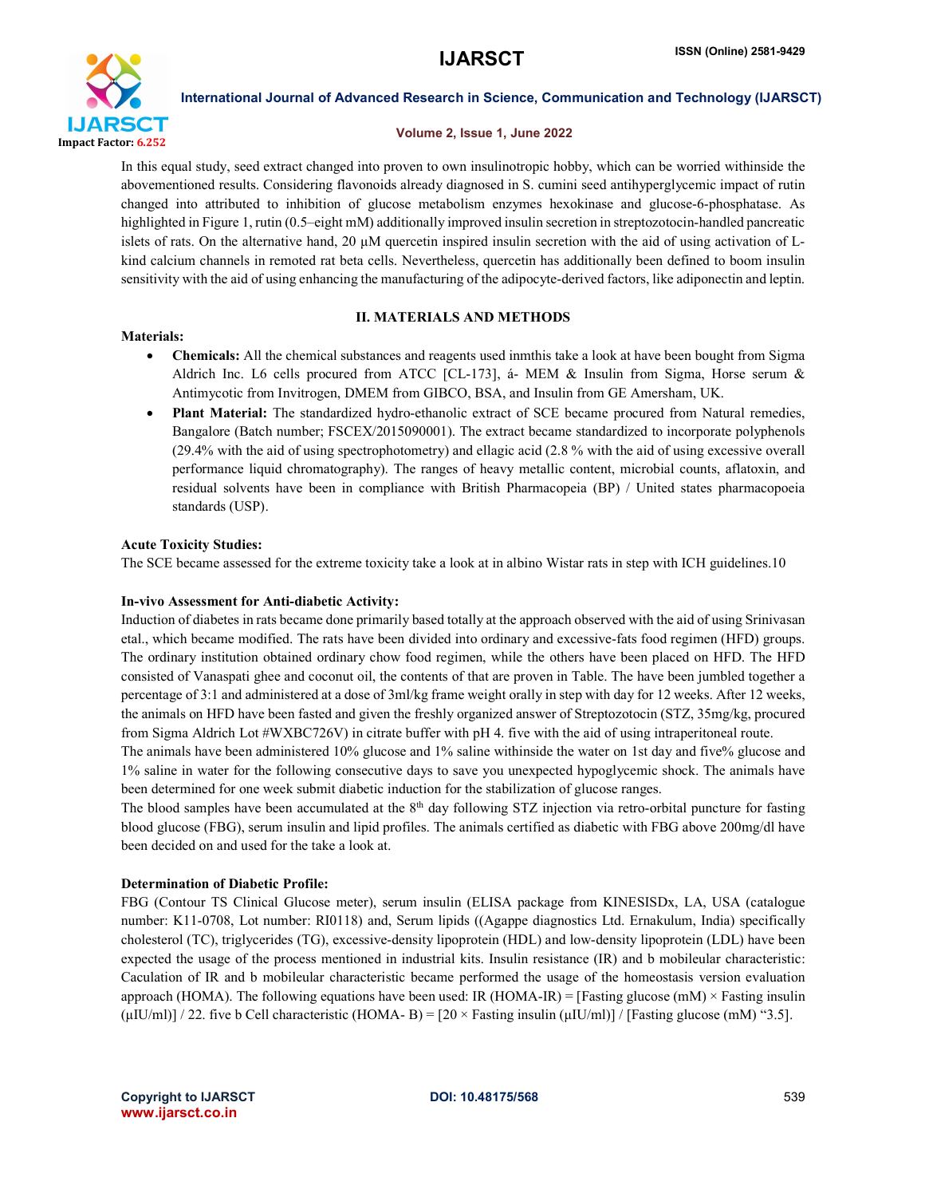In this equal study, seed extract changed into proven to own insulinotropic hobby, which can be worried withinside the abovementioned results. Considering flavonoids already diagnosed in S. cumini seed antihyperglycemic impact of rutin changed into attributed to inhibition of glucose metabolism enzymes hexokinase and glucose-6-phosphatase. As highlighted in Figure 1, rutin (0.5–eight mM) additionally improved insulin secretion in streptozotocin-handled pancreatic islets of rats. On the alternative hand, 20 μM quercetin inspired insulin secretion with the aid of using activation of L-kind calcium channels in remoted rat beta cells. Nevertheless, quercetin has additionally been defined to boom insulin sensitivity with the aid of using enhancing the manufacturing of the adipocyte-derived factors, like adiponectin and leptin.

## II. MATERIALS AND METHODS

**Materials:**

- **Chemicals:** All the chemical substances and reagents used inmthis take a look at have been bought from Sigma Aldrich Inc. L6 cells procured from ATCC [CL-173], á- MEM & Insulin from Sigma, Horse serum & Antimycotic from Invitrogen, DMEM from GIBCO, BSA, and Insulin from GE Amersham, UK.
- **Plant Material:** The standardized hydro-ethanolic extract of SCE became procured from Natural remedies, Bangalore (Batch number; FSCEX/2015090001). The extract became standardized to incorporate polyphenols (29.4% with the aid of using spectrophotometry) and ellagic acid (2.8 % with the aid of using excessive overall performance liquid chromatography). The ranges of heavy metallic content, microbial counts, aflatoxin, and residual solvents have been in compliance with British Pharmacopeia (BP) / United states pharmacopoeia standards (USP).

**Acute Toxicity Studies:**

The SCE became assessed for the extreme toxicity take a look at in albino Wistar rats in step with ICH guidelines.10

**In-vivo Assessment for Anti-diabetic Activity:**

Induction of diabetes in rats became done primarily based totally at the approach observed with the aid of using Srinivasan etal., which became modified. The rats have been divided into ordinary and excessive-fats food regimen (HFD) groups. The ordinary institution obtained ordinary chow food regimen, while the others have been placed on HFD. The HFD consisted of Vanaspati ghee and coconut oil, the contents of that are proven in Table. The have been jumbled together a percentage of 3:1 and administered at a dose of 3ml/kg frame weight orally in step with day for 12 weeks. After 12 weeks, the animals on HFD have been fasted and given the freshly organized answer of Streptozotocin (STZ, 35mg/kg, procured from Sigma Aldrich Lot #WXBC726V) in citrate buffer with pH 4. five with the aid of using intraperitoneal route.

The animals have been administered 10% glucose and 1% saline withinside the water on 1st day and five% glucose and 1% saline in water for the following consecutive days to save you unexpected hypoglycemic shock. The animals have been determined for one week submit diabetic induction for the stabilization of glucose ranges.

The blood samples have been accumulated at the 8th day following STZ injection via retro-orbital puncture for fasting blood glucose (FBG), serum insulin and lipid profiles. The animals certified as diabetic with FBG above 200mg/dl have been decided on and used for the take a look at.

**Determination of Diabetic Profile:**

FBG (Contour TS Clinical Glucose meter), serum insulin (ELISA package from KINESISDx, LA, USA (catalogue number: K11-0708, Lot number: RI0118) and, Serum lipids ((Agappe diagnostics Ltd. Ernakulum, India) specifically cholesterol (TC), triglycerides (TG), excessive-density lipoprotein (HDL) and low-density lipoprotein (LDL) have been expected the usage of the process mentioned in industrial kits. Insulin resistance (IR) and b mobileular characteristic: Caculation of IR and b mobileular characteristic became performed the usage of the homeostasis version evaluation approach (HOMA). The following equations have been used: IR (HOMA-IR) = [Fasting glucose (mM) × Fasting insulin (μIU/ml)] / 22. five b Cell characteristic (HOMA- B) = [20 × Fasting insulin (μIU/ml)] / [Fasting glucose (mM) "3.5].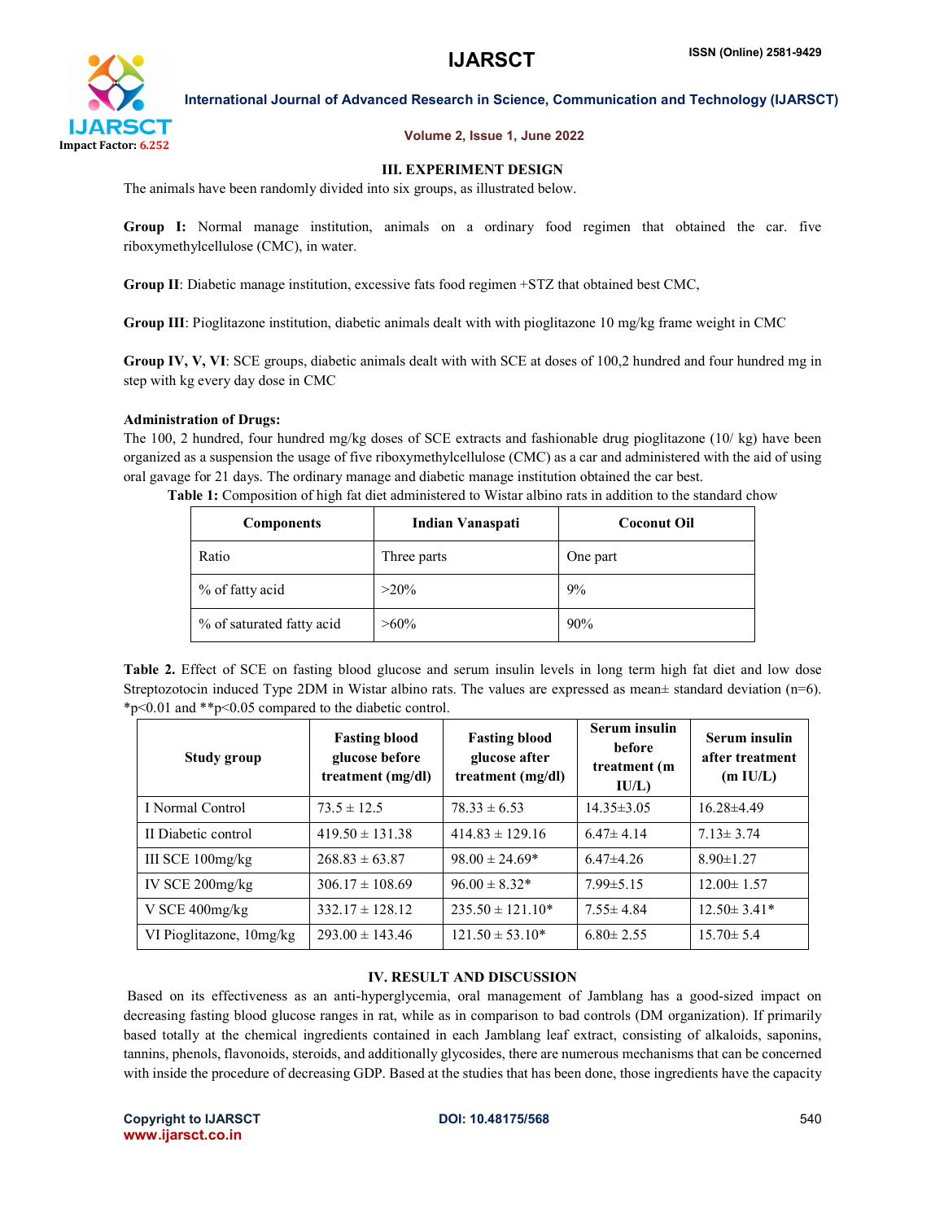### III. EXPERIMENT DESIGN

The animals have been randomly divided into six groups, as illustrated below.

**Group I:** Normal manage institution, animals on a ordinary food regimen that obtained the car. five riboxymethylcellulose (CMC), in water.

**Group II**: Diabetic manage institution, excessive fats food regimen +STZ that obtained best CMC,

**Group III**: Pioglitazone institution, diabetic animals dealt with with pioglitazone 10 mg/kg frame weight in CMC

**Group IV, V, VI**: SCE groups, diabetic animals dealt with with SCE at doses of 100,2 hundred and four hundred mg in step with kg every day dose in CMC

**Administration of Drugs:**

The 100, 2 hundred, four hundred mg/kg doses of SCE extracts and fashionable drug pioglitazone (10/ kg) have been organized as a suspension the usage of five riboxymethylcellulose (CMC) as a car and administered with the aid of using oral gavage for 21 days. The ordinary manage and diabetic manage institution obtained the car best.

**Table 1:** Composition of high fat diet administered to Wistar albino rats in addition to the standard chow

| Components | Indian Vanaspati | Coconut Oil |
|---|---|---|
| Ratio | Three parts | One part |
| % of fatty acid | >20% | 9% |
| % of saturated fatty acid | >60% | 90% |

**Table 2.** Effect of SCE on fasting blood glucose and serum insulin levels in long term high fat diet and low dose Streptozotocin induced Type 2DM in Wistar albino rats. The values are expressed as mean± standard deviation (n=6). *p<0.01 and **p<0.05 compared to the diabetic control.

| Study group | Fasting blood glucose before treatment (mg/dl) | Fasting blood glucose after treatment (mg/dl) | Serum insulin before treatment (m IU/L) | Serum insulin after treatment (m IU/L) |
|---|---|---|---|---|
| I Normal Control | 73.5 ± 12.5 | 78.33 ± 6.53 | 14.35±3.05 | 16.28±4.49 |
| II Diabetic control | 419.50 ± 131.38 | 414.83 ± 129.16 | 6.47± 4.14 | 7.13± 3.74 |
| III SCE 100mg/kg | 268.83 ± 63.87 | 98.00 ± 24.69* | 6.47±4.26 | 8.90±1.27 |
| IV SCE 200mg/kg | 306.17 ± 108.69 | 96.00 ± 8.32* | 7.99±5.15 | 12.00± 1.57 |
| V SCE 400mg/kg | 332.17 ± 128.12 | 235.50 ± 121.10* | 7.55± 4.84 | 12.50± 3.41* |
| VI Pioglitazone, 10mg/kg | 293.00 ± 143.46 | 121.50 ± 53.10* | 6.80± 2.55 | 15.70± 5.4 |

### IV. RESULT AND DISCUSSION

Based on its effectiveness as an anti-hyperglycemia, oral management of Jamblang has a good-sized impact on decreasing fasting blood glucose ranges in rat, while as in comparison to bad controls (DM organization). If primarily based totally at the chemical ingredients contained in each Jamblang leaf extract, consisting of alkaloids, saponins, tannins, phenols, flavonoids, steroids, and additionally glycosides, there are numerous mechanisms that can be concerned with inside the procedure of decreasing GDP. Based at the studies that has been done, those ingredients have the capacity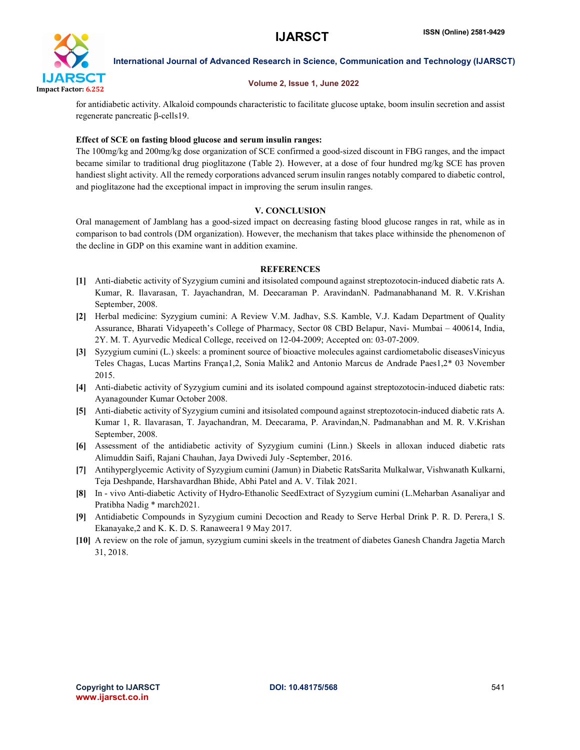for antidiabetic activity. Alkaloid compounds characteristic to facilitate glucose uptake, boom insulin secretion and assist regenerate pancreatic β-cells19.

**Effect of SCE on fasting blood glucose and serum insulin ranges:**

The 100mg/kg and 200mg/kg dose organization of SCE confirmed a good-sized discount in FBG ranges, and the impact became similar to traditional drug pioglitazone (Table 2). However, at a dose of four hundred mg/kg SCE has proven handiest slight activity. All the remedy corporations advanced serum insulin ranges notably compared to diabetic control, and pioglitazone had the exceptional impact in improving the serum insulin ranges.

## V. CONCLUSION

Oral management of Jamblang has a good-sized impact on decreasing fasting blood glucose ranges in rat, while as in comparison to bad controls (DM organization). However, the mechanism that takes place withinside the phenomenon of the decline in GDP on this examine want in addition examine.

## REFERENCES

[1] Anti-diabetic activity of Syzygium cumini and itsisolated compound against streptozotocin-induced diabetic rats A. Kumar, R. Ilavarasan, T. Jayachandran, M. Deecaraman P. AravindanN. Padmanabhanand M. R. V.Krishan September, 2008.

[2] Herbal medicine: Syzygium cumini: A Review V.M. Jadhav, S.S. Kamble, V.J. Kadam Department of Quality Assurance, Bharati Vidyapeeth's College of Pharmacy, Sector 08 CBD Belapur, Navi- Mumbai – 400614, India, 2Y. M. T. Ayurvedic Medical College, received on 12-04-2009; Accepted on: 03-07-2009.

[3] Syzygium cumini (L.) skeels: a prominent source of bioactive molecules against cardiometabolic diseasesVinicyus Teles Chagas, Lucas Martins França1,2, Sonia Malik2 and Antonio Marcus de Andrade Paes1,2* 03 November 2015.

[4] Anti-diabetic activity of Syzygium cumini and its isolated compound against streptozotocin-induced diabetic rats: Ayanagounder Kumar October 2008.

[5] Anti-diabetic activity of Syzygium cumini and itsisolated compound against streptozotocin-induced diabetic rats A. Kumar 1, R. Ilavarasan, T. Jayachandran, M. Deecarama, P. Aravindan,N. Padmanabhan and M. R. V.Krishan September, 2008.

[6] Assessment of the antidiabetic activity of Syzygium cumini (Linn.) Skeels in alloxan induced diabetic rats Alimuddin Saifi, Rajani Chauhan, Jaya Dwivedi July -September, 2016.

[7] Antihyperglycemic Activity of Syzygium cumini (Jamun) in Diabetic RatsSarita Mulkalwar, Vishwanath Kulkarni, Teja Deshpande, Harshavardhan Bhide, Abhi Patel and A. V. Tilak 2021.

[8] In - vivo Anti-diabetic Activity of Hydro-Ethanolic SeedExtract of Syzygium cumini (L.Meharban Asanaliyar and Pratibha Nadig * march2021.

[9] Antidiabetic Compounds in Syzygium cumini Decoction and Ready to Serve Herbal Drink P. R. D. Perera,1 S. Ekanayake,2 and K. K. D. S. Ranaweera1 9 May 2017.

[10] A review on the role of jamun, syzygium cumini skeels in the treatment of diabetes Ganesh Chandra Jagetia March 31, 2018.